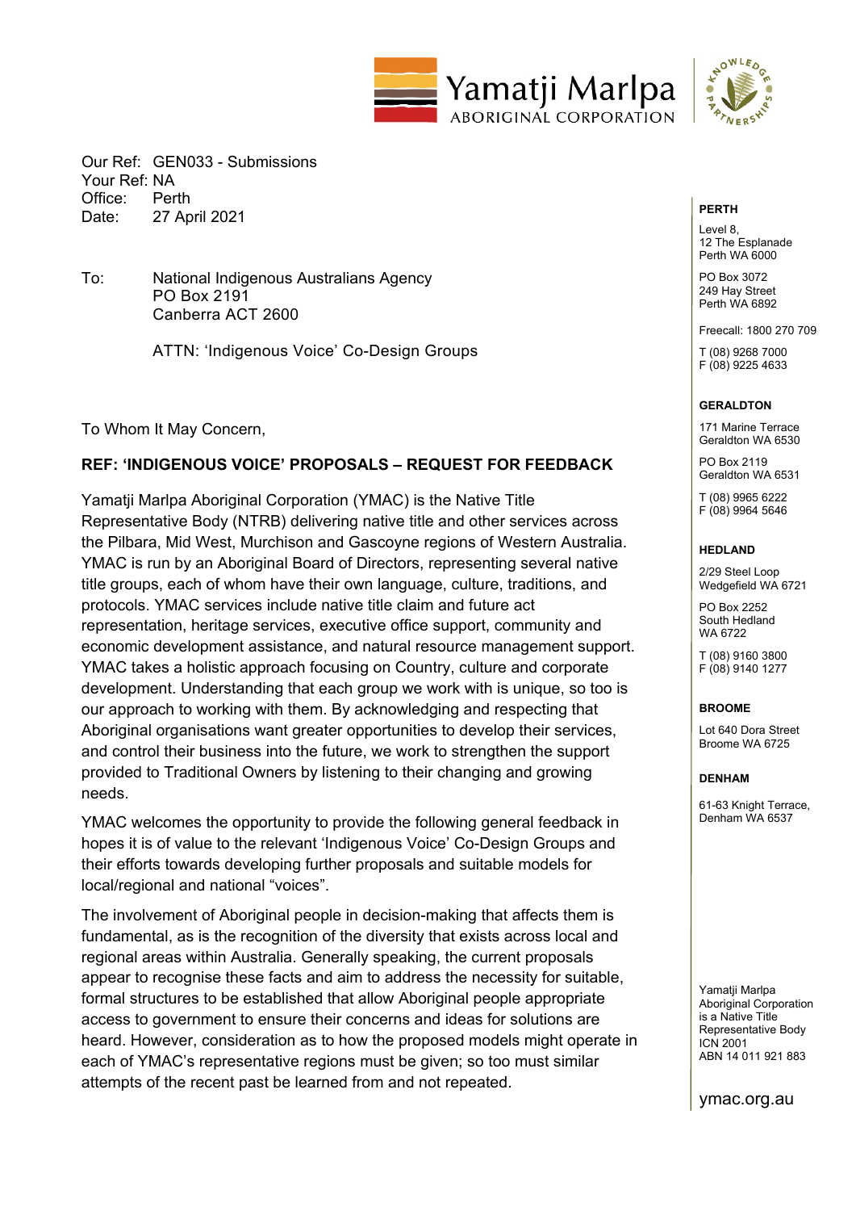Our Ref: GEN033 - Submissions
Your Ref: NA
Office: Perth
Date: 27 April 2021

To: National Indigenous Australians Agency
PO Box 2191
Canberra ACT 2600

ATTN: 'Indigenous Voice' Co-Design Groups

To Whom It May Concern,

**REF: 'INDIGENOUS VOICE' PROPOSALS – REQUEST FOR FEEDBACK**

Yamatji Marlpa Aboriginal Corporation (YMAC) is the Native Title Representative Body (NTRB) delivering native title and other services across the Pilbara, Mid West, Murchison and Gascoyne regions of Western Australia. YMAC is run by an Aboriginal Board of Directors, representing several native title groups, each of whom have their own language, culture, traditions, and protocols. YMAC services include native title claim and future act representation, heritage services, executive office support, community and economic development assistance, and natural resource management support. YMAC takes a holistic approach focusing on Country, culture and corporate development. Understanding that each group we work with is unique, so too is our approach to working with them. By acknowledging and respecting that Aboriginal organisations want greater opportunities to develop their services, and control their business into the future, we work to strengthen the support provided to Traditional Owners by listening to their changing and growing needs.

YMAC welcomes the opportunity to provide the following general feedback in hopes it is of value to the relevant 'Indigenous Voice' Co-Design Groups and their efforts towards developing further proposals and suitable models for local/regional and national "voices".

The involvement of Aboriginal people in decision-making that affects them is fundamental, as is the recognition of the diversity that exists across local and regional areas within Australia. Generally speaking, the current proposals appear to recognise these facts and aim to address the necessity for suitable, formal structures to be established that allow Aboriginal people appropriate access to government to ensure their concerns and ideas for solutions are heard. However, consideration as to how the proposed models might operate in each of YMAC's representative regions must be given; so too must similar attempts of the recent past be learned from and not repeated.

**PERTH**
Level 8,
12 The Esplanade
Perth WA 6000

PO Box 3072
249 Hay Street
Perth WA 6892

Freecall: 1800 270 709

T (08) 9268 7000
F (08) 9225 4633

**GERALDTON**
171 Marine Terrace
Geraldton WA 6530

PO Box 2119
Geraldton WA 6531

T (08) 9965 6222
F (08) 9964 5646

**HEDLAND**
2/29 Steel Loop
Wedgefield WA 6721

PO Box 2252
South Hedland
WA 6722

T (08) 9160 3800
F (08) 9140 1277

**BROOME**
Lot 640 Dora Street
Broome WA 6725

**DENHAM**
61-63 Knight Terrace,
Denham WA 6537

Yamatji Marlpa Aboriginal Corporation is a Native Title Representative Body
ICN 2001
ABN 14 011 921 883

ymac.org.au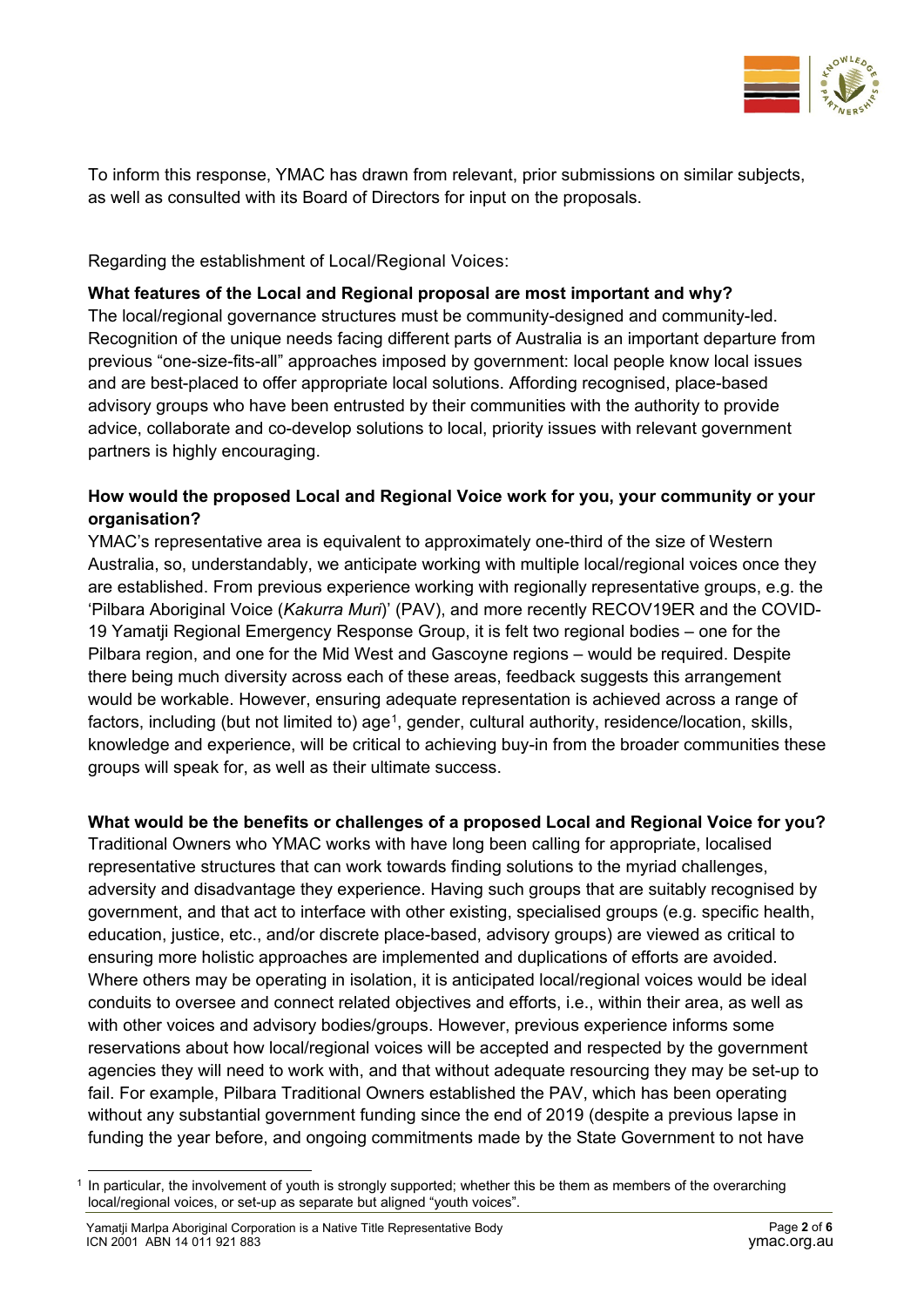To inform this response, YMAC has drawn from relevant, prior submissions on similar subjects, as well as consulted with its Board of Directors for input on the proposals.

Regarding the establishment of Local/Regional Voices:

**What features of the Local and Regional proposal are most important and why?**

The local/regional governance structures must be community-designed and community-led. Recognition of the unique needs facing different parts of Australia is an important departure from previous "one-size-fits-all" approaches imposed by government: local people know local issues and are best-placed to offer appropriate local solutions. Affording recognised, place-based advisory groups who have been entrusted by their communities with the authority to provide advice, collaborate and co-develop solutions to local, priority issues with relevant government partners is highly encouraging.

**How would the proposed Local and Regional Voice work for you, your community or your organisation?**

YMAC's representative area is equivalent to approximately one-third of the size of Western Australia, so, understandably, we anticipate working with multiple local/regional voices once they are established. From previous experience working with regionally representative groups, e.g. the 'Pilbara Aboriginal Voice (*Kakurra Muri*)' (PAV), and more recently RECOV19ER and the COVID-19 Yamatji Regional Emergency Response Group, it is felt two regional bodies – one for the Pilbara region, and one for the Mid West and Gascoyne regions – would be required. Despite there being much diversity across each of these areas, feedback suggests this arrangement would be workable. However, ensuring adequate representation is achieved across a range of factors, including (but not limited to) age[1], gender, cultural authority, residence/location, skills, knowledge and experience, will be critical to achieving buy-in from the broader communities these groups will speak for, as well as their ultimate success.

**What would be the benefits or challenges of a proposed Local and Regional Voice for you?**

Traditional Owners who YMAC works with have long been calling for appropriate, localised representative structures that can work towards finding solutions to the myriad challenges, adversity and disadvantage they experience. Having such groups that are suitably recognised by government, and that act to interface with other existing, specialised groups (e.g. specific health, education, justice, etc., and/or discrete place-based, advisory groups) are viewed as critical to ensuring more holistic approaches are implemented and duplications of efforts are avoided. Where others may be operating in isolation, it is anticipated local/regional voices would be ideal conduits to oversee and connect related objectives and efforts, i.e., within their area, as well as with other voices and advisory bodies/groups. However, previous experience informs some reservations about how local/regional voices will be accepted and respected by the government agencies they will need to work with, and that without adequate resourcing they may be set-up to fail. For example, Pilbara Traditional Owners established the PAV, which has been operating without any substantial government funding since the end of 2019 (despite a previous lapse in funding the year before, and ongoing commitments made by the State Government to not have

[1] In particular, the involvement of youth is strongly supported; whether this be them as members of the overarching local/regional voices, or set-up as separate but aligned "youth voices".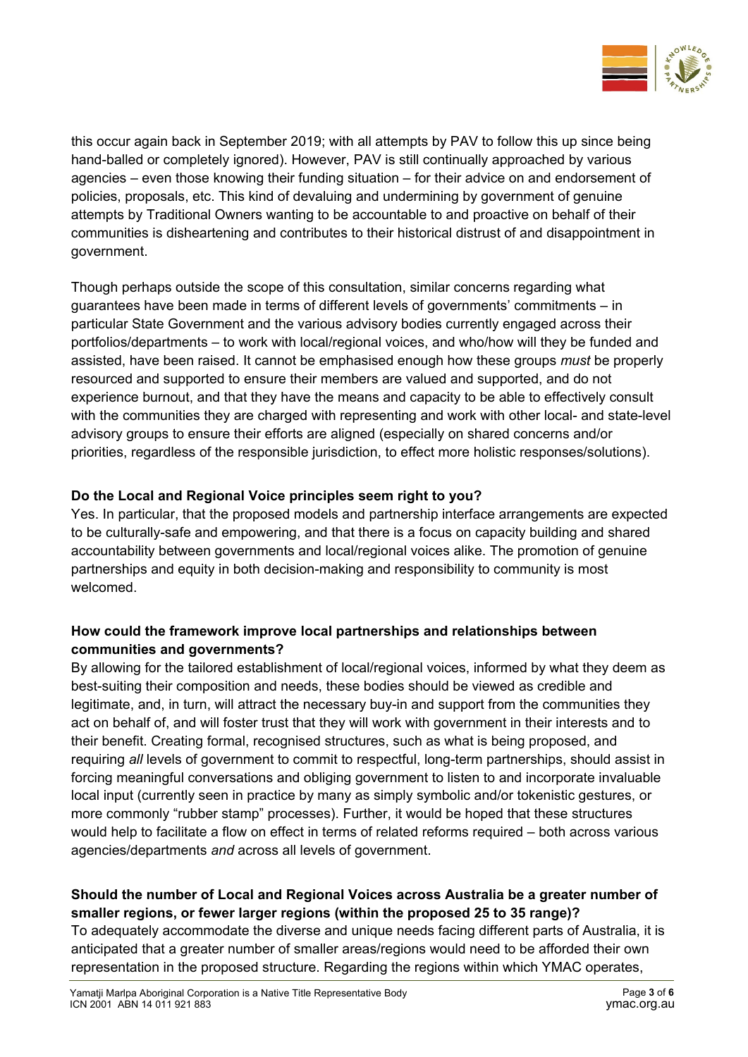this occur again back in September 2019; with all attempts by PAV to follow this up since being hand-balled or completely ignored). However, PAV is still continually approached by various agencies – even those knowing their funding situation – for their advice on and endorsement of policies, proposals, etc. This kind of devaluing and undermining by government of genuine attempts by Traditional Owners wanting to be accountable to and proactive on behalf of their communities is disheartening and contributes to their historical distrust of and disappointment in government.

Though perhaps outside the scope of this consultation, similar concerns regarding what guarantees have been made in terms of different levels of governments' commitments – in particular State Government and the various advisory bodies currently engaged across their portfolios/departments – to work with local/regional voices, and who/how will they be funded and assisted, have been raised. It cannot be emphasised enough how these groups *must* be properly resourced and supported to ensure their members are valued and supported, and do not experience burnout, and that they have the means and capacity to be able to effectively consult with the communities they are charged with representing and work with other local- and state-level advisory groups to ensure their efforts are aligned (especially on shared concerns and/or priorities, regardless of the responsible jurisdiction, to effect more holistic responses/solutions).

**Do the Local and Regional Voice principles seem right to you?**

Yes. In particular, that the proposed models and partnership interface arrangements are expected to be culturally-safe and empowering, and that there is a focus on capacity building and shared accountability between governments and local/regional voices alike. The promotion of genuine partnerships and equity in both decision-making and responsibility to community is most welcomed.

**How could the framework improve local partnerships and relationships between communities and governments?**

By allowing for the tailored establishment of local/regional voices, informed by what they deem as best-suiting their composition and needs, these bodies should be viewed as credible and legitimate, and, in turn, will attract the necessary buy-in and support from the communities they act on behalf of, and will foster trust that they will work with government in their interests and to their benefit. Creating formal, recognised structures, such as what is being proposed, and requiring *all* levels of government to commit to respectful, long-term partnerships, should assist in forcing meaningful conversations and obliging government to listen to and incorporate invaluable local input (currently seen in practice by many as simply symbolic and/or tokenistic gestures, or more commonly "rubber stamp" processes). Further, it would be hoped that these structures would help to facilitate a flow on effect in terms of related reforms required – both across various agencies/departments *and* across all levels of government.

**Should the number of Local and Regional Voices across Australia be a greater number of smaller regions, or fewer larger regions (within the proposed 25 to 35 range)?**

To adequately accommodate the diverse and unique needs facing different parts of Australia, it is anticipated that a greater number of smaller areas/regions would need to be afforded their own representation in the proposed structure. Regarding the regions within which YMAC operates,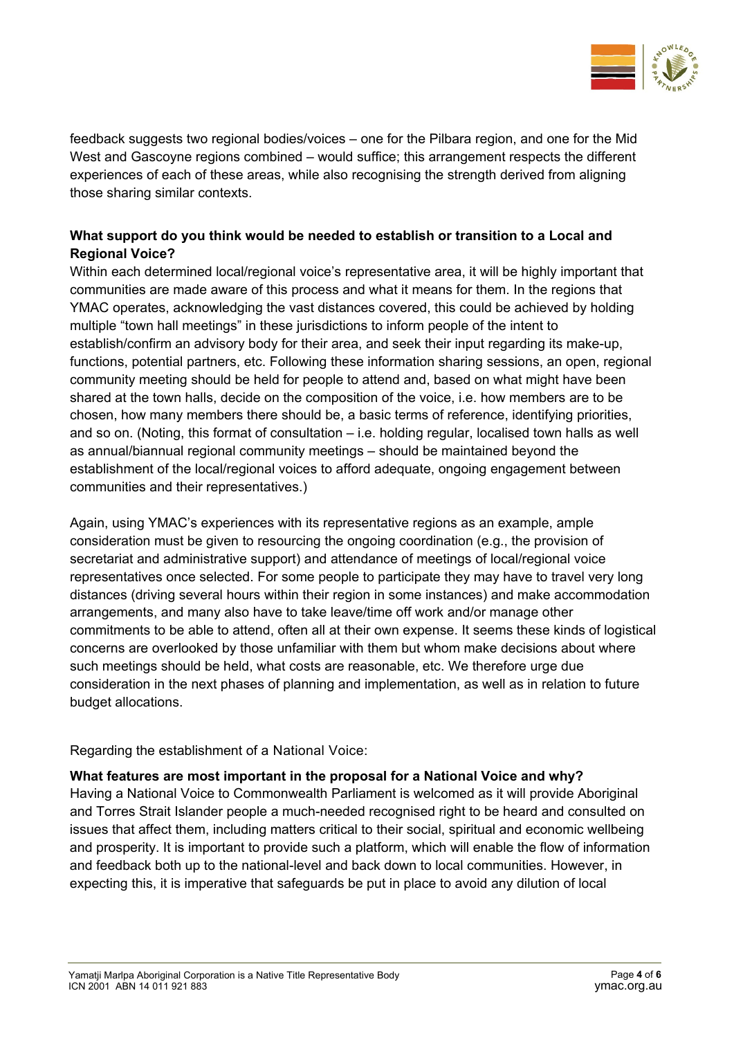feedback suggests two regional bodies/voices – one for the Pilbara region, and one for the Mid West and Gascoyne regions combined – would suffice; this arrangement respects the different experiences of each of these areas, while also recognising the strength derived from aligning those sharing similar contexts.

**What support do you think would be needed to establish or transition to a Local and Regional Voice?**

Within each determined local/regional voice's representative area, it will be highly important that communities are made aware of this process and what it means for them. In the regions that YMAC operates, acknowledging the vast distances covered, this could be achieved by holding multiple "town hall meetings" in these jurisdictions to inform people of the intent to establish/confirm an advisory body for their area, and seek their input regarding its make-up, functions, potential partners, etc. Following these information sharing sessions, an open, regional community meeting should be held for people to attend and, based on what might have been shared at the town halls, decide on the composition of the voice, i.e. how members are to be chosen, how many members there should be, a basic terms of reference, identifying priorities, and so on. (Noting, this format of consultation – i.e. holding regular, localised town halls as well as annual/biannual regional community meetings – should be maintained beyond the establishment of the local/regional voices to afford adequate, ongoing engagement between communities and their representatives.)

Again, using YMAC's experiences with its representative regions as an example, ample consideration must be given to resourcing the ongoing coordination (e.g., the provision of secretariat and administrative support) and attendance of meetings of local/regional voice representatives once selected. For some people to participate they may have to travel very long distances (driving several hours within their region in some instances) and make accommodation arrangements, and many also have to take leave/time off work and/or manage other commitments to be able to attend, often all at their own expense. It seems these kinds of logistical concerns are overlooked by those unfamiliar with them but whom make decisions about where such meetings should be held, what costs are reasonable, etc. We therefore urge due consideration in the next phases of planning and implementation, as well as in relation to future budget allocations.

Regarding the establishment of a National Voice:

**What features are most important in the proposal for a National Voice and why?**

Having a National Voice to Commonwealth Parliament is welcomed as it will provide Aboriginal and Torres Strait Islander people a much-needed recognised right to be heard and consulted on issues that affect them, including matters critical to their social, spiritual and economic wellbeing and prosperity. It is important to provide such a platform, which will enable the flow of information and feedback both up to the national-level and back down to local communities. However, in expecting this, it is imperative that safeguards be put in place to avoid any dilution of local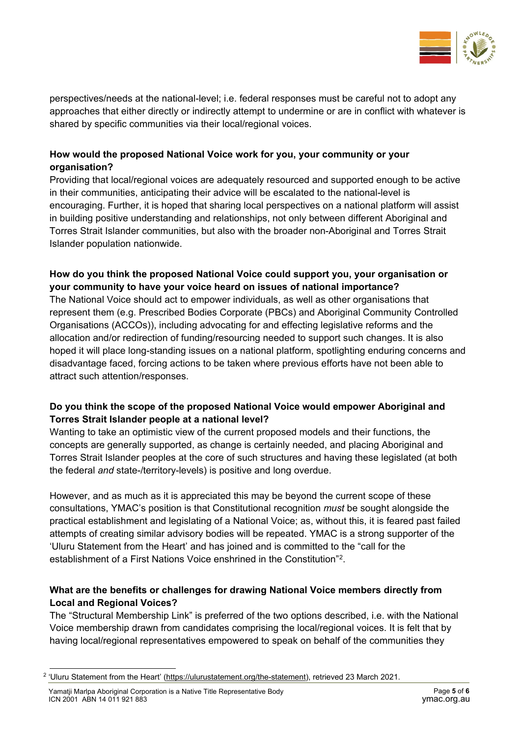perspectives/needs at the national-level; i.e. federal responses must be careful not to adopt any approaches that either directly or indirectly attempt to undermine or are in conflict with whatever is shared by specific communities via their local/regional voices.

**How would the proposed National Voice work for you, your community or your organisation?**

Providing that local/regional voices are adequately resourced and supported enough to be active in their communities, anticipating their advice will be escalated to the national-level is encouraging. Further, it is hoped that sharing local perspectives on a national platform will assist in building positive understanding and relationships, not only between different Aboriginal and Torres Strait Islander communities, but also with the broader non-Aboriginal and Torres Strait Islander population nationwide.

**How do you think the proposed National Voice could support you, your organisation or your community to have your voice heard on issues of national importance?**

The National Voice should act to empower individuals, as well as other organisations that represent them (e.g. Prescribed Bodies Corporate (PBCs) and Aboriginal Community Controlled Organisations (ACCOs)), including advocating for and effecting legislative reforms and the allocation and/or redirection of funding/resourcing needed to support such changes. It is also hoped it will place long-standing issues on a national platform, spotlighting enduring concerns and disadvantage faced, forcing actions to be taken where previous efforts have not been able to attract such attention/responses.

**Do you think the scope of the proposed National Voice would empower Aboriginal and Torres Strait Islander people at a national level?**

Wanting to take an optimistic view of the current proposed models and their functions, the concepts are generally supported, as change is certainly needed, and placing Aboriginal and Torres Strait Islander peoples at the core of such structures and having these legislated (at both the federal *and* state-/territory-levels) is positive and long overdue.

However, and as much as it is appreciated this may be beyond the current scope of these consultations, YMAC's position is that Constitutional recognition *must* be sought alongside the practical establishment and legislating of a National Voice; as, without this, it is feared past failed attempts of creating similar advisory bodies will be repeated. YMAC is a strong supporter of the 'Uluru Statement from the Heart' and has joined and is committed to the "call for the establishment of a First Nations Voice enshrined in the Constitution"[2].

**What are the benefits or challenges for drawing National Voice members directly from Local and Regional Voices?**

The "Structural Membership Link" is preferred of the two options described, i.e. with the National Voice membership drawn from candidates comprising the local/regional voices. It is felt that by having local/regional representatives empowered to speak on behalf of the communities they

---

[2] 'Uluru Statement from the Heart' (https://ulurustatement.org/the-statement), retrieved 23 March 2021.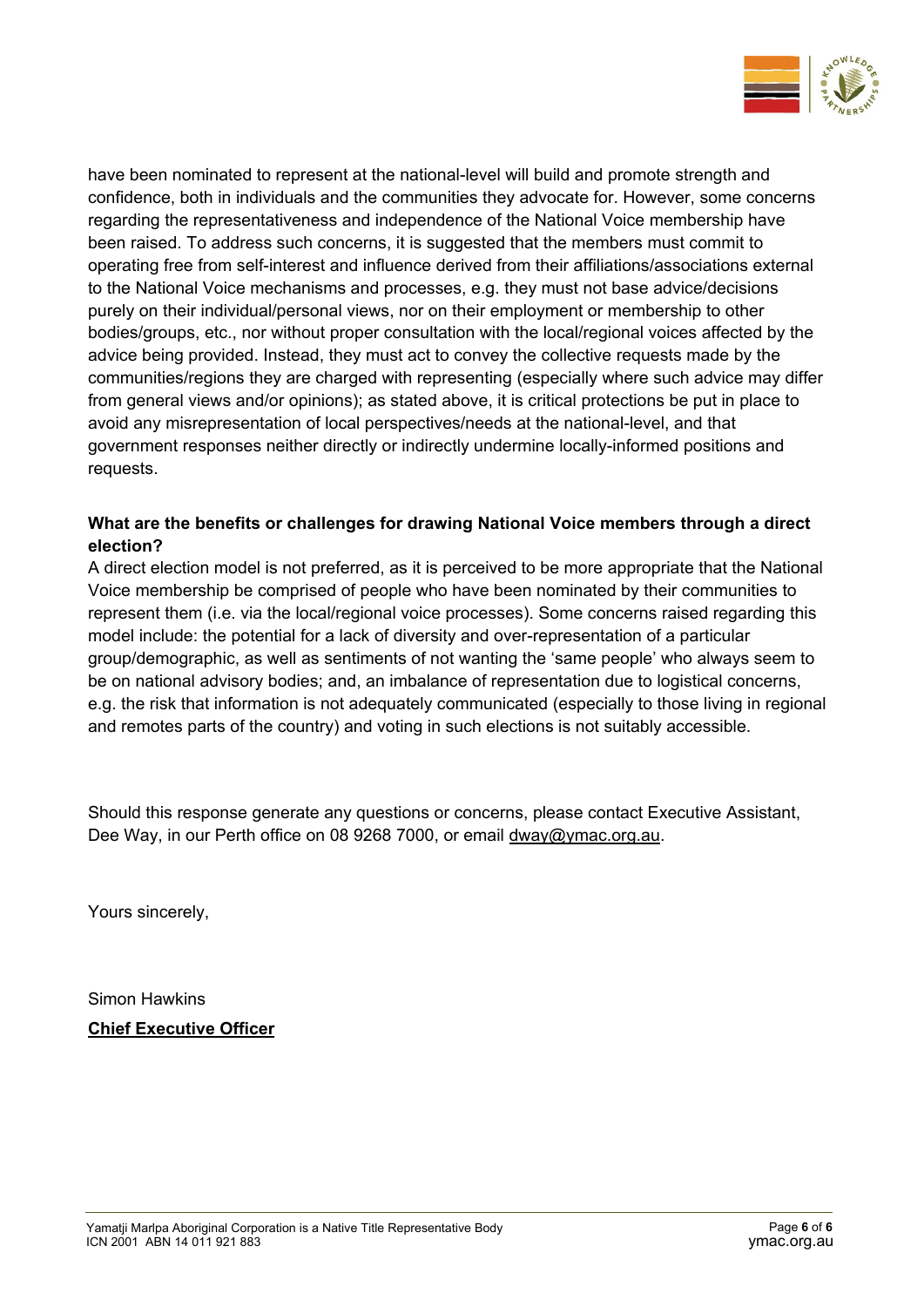have been nominated to represent at the national-level will build and promote strength and confidence, both in individuals and the communities they advocate for. However, some concerns regarding the representativeness and independence of the National Voice membership have been raised. To address such concerns, it is suggested that the members must commit to operating free from self-interest and influence derived from their affiliations/associations external to the National Voice mechanisms and processes, e.g. they must not base advice/decisions purely on their individual/personal views, nor on their employment or membership to other bodies/groups, etc., nor without proper consultation with the local/regional voices affected by the advice being provided. Instead, they must act to convey the collective requests made by the communities/regions they are charged with representing (especially where such advice may differ from general views and/or opinions); as stated above, it is critical protections be put in place to avoid any misrepresentation of local perspectives/needs at the national-level, and that government responses neither directly or indirectly undermine locally-informed positions and requests.

**What are the benefits or challenges for drawing National Voice members through a direct election?**

A direct election model is not preferred, as it is perceived to be more appropriate that the National Voice membership be comprised of people who have been nominated by their communities to represent them (i.e. via the local/regional voice processes). Some concerns raised regarding this model include: the potential for a lack of diversity and over-representation of a particular group/demographic, as well as sentiments of not wanting the 'same people' who always seem to be on national advisory bodies; and, an imbalance of representation due to logistical concerns, e.g. the risk that information is not adequately communicated (especially to those living in regional and remotes parts of the country) and voting in such elections is not suitably accessible.

Should this response generate any questions or concerns, please contact Executive Assistant, Dee Way, in our Perth office on 08 9268 7000, or email dway@ymac.org.au.

Yours sincerely,

Simon Hawkins

**Chief Executive Officer**